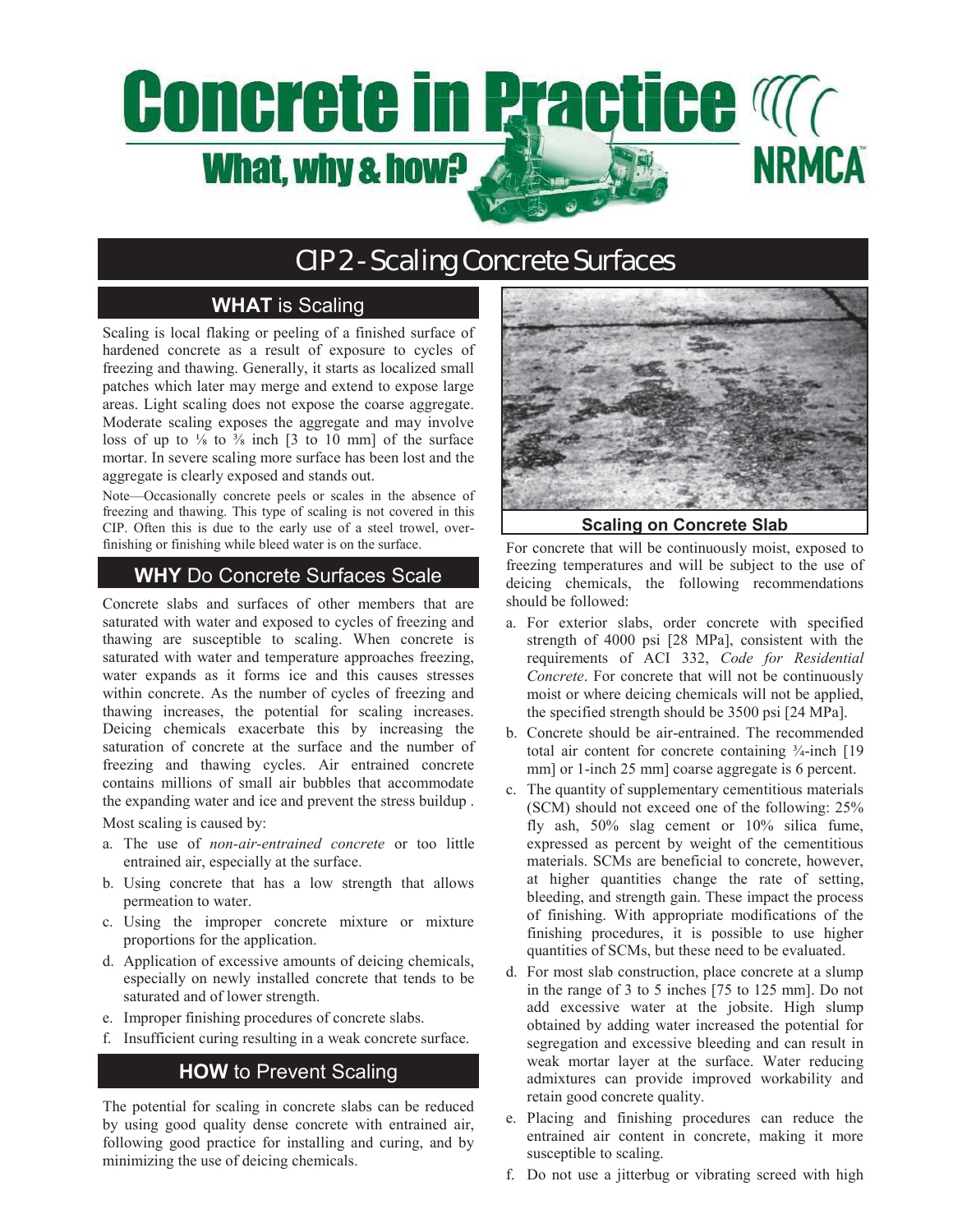# Concrete in Practice

**What, why & how?**

NRMCA

## CIP 2 - Scaling Concrete Surfaces

### WHAT is Scaling

Scaling is local flaking or peeling of a finished surface of hardened concrete as a result of exposure to cycles of freezing and thawing. Generally, it starts as localized small patches which later may merge and extend to expose large areas. Light scaling does not expose the coarse aggregate. Moderate scaling exposes the aggregate and may involve loss of up to ⅛ to ⅜ inch [3 to 10 mm] of the surface mortar. In severe scaling more surface has been lost and the aggregate is clearly exposed and stands out.

Note—Occasionally concrete peels or scales in the absence of freezing and thawing. This type of scaling is not covered in this CIP. Often this is due to the early use of a steel trowel, over-finishing or finishing while bleed water is on the surface.

### WHY Do Concrete Surfaces Scale

Concrete slabs and surfaces of other members that are saturated with water and exposed to cycles of freezing and thawing are susceptible to scaling. When concrete is saturated with water and temperature approaches freezing, water expands as it forms ice and this causes stresses within concrete. As the number of cycles of freezing and thawing increases, the potential for scaling increases. Deicing chemicals exacerbate this by increasing the saturation of concrete at the surface and the number of freezing and thawing cycles. Air entrained concrete contains millions of small air bubbles that accommodate the expanding water and ice and prevent the stress buildup .

Most scaling is caused by:

a. The use of *non-air-entrained concrete* or too little entrained air, especially at the surface.
b. Using concrete that has a low strength that allows permeation to water.
c. Using the improper concrete mixture or mixture proportions for the application.
d. Application of excessive amounts of deicing chemicals, especially on newly installed concrete that tends to be saturated and of lower strength.
e. Improper finishing procedures of concrete slabs.
f. Insufficient curing resulting in a weak concrete surface.

### HOW to Prevent Scaling

The potential for scaling in concrete slabs can be reduced by using good quality dense concrete with entrained air, following good practice for installing and curing, and by minimizing the use of deicing chemicals.

**Scaling on Concrete Slab**

For concrete that will be continuously moist, exposed to freezing temperatures and will be subject to the use of deicing chemicals, the following recommendations should be followed:

a. For exterior slabs, order concrete with specified strength of 4000 psi [28 MPa], consistent with the requirements of ACI 332, *Code for Residential Concrete*. For concrete that will not be continuously moist or where deicing chemicals will not be applied, the specified strength should be 3500 psi [24 MPa].
b. Concrete should be air-entrained. The recommended total air content for concrete containing ¾-inch [19 mm] or 1-inch 25 mm] coarse aggregate is 6 percent.
c. The quantity of supplementary cementitious materials (SCM) should not exceed one of the following: 25% fly ash, 50% slag cement or 10% silica fume, expressed as percent by weight of the cementitious materials. SCMs are beneficial to concrete, however, at higher quantities change the rate of setting, bleeding, and strength gain. These impact the process of finishing. With appropriate modifications of the finishing procedures, it is possible to use higher quantities of SCMs, but these need to be evaluated.
d. For most slab construction, place concrete at a slump in the range of 3 to 5 inches [75 to 125 mm]. Do not add excessive water at the jobsite. High slump obtained by adding water increased the potential for segregation and excessive bleeding and can result in weak mortar layer at the surface. Water reducing admixtures can provide improved workability and retain good concrete quality.
e. Placing and finishing procedures can reduce the entrained air content in concrete, making it more susceptible to scaling.
f. Do not use a jitterbug or vibrating screed with high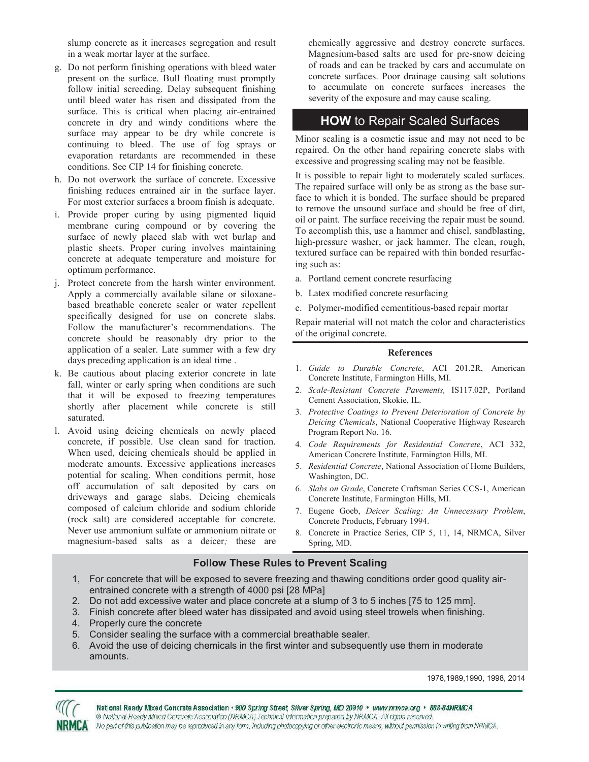slump concrete as it increases segregation and result in a weak mortar layer at the surface.

g. Do not perform finishing operations with bleed water present on the surface. Bull floating must promptly follow initial screeding. Delay subsequent finishing until bleed water has risen and dissipated from the surface. This is critical when placing air-entrained concrete in dry and windy conditions where the surface may appear to be dry while concrete is continuing to bleed. The use of fog sprays or evaporation retardants are recommended in these conditions. See CIP 14 for finishing concrete.

h. Do not overwork the surface of concrete. Excessive finishing reduces entrained air in the surface layer. For most exterior surfaces a broom finish is adequate.

i. Provide proper curing by using pigmented liquid membrane curing compound or by covering the surface of newly placed slab with wet burlap and plastic sheets. Proper curing involves maintaining concrete at adequate temperature and moisture for optimum performance.

j. Protect concrete from the harsh winter environment. Apply a commercially available silane or siloxane-based breathable concrete sealer or water repellent specifically designed for use on concrete slabs. Follow the manufacturer's recommendations. The concrete should be reasonably dry prior to the application of a sealer. Late summer with a few dry days preceding application is an ideal time .

k. Be cautious about placing exterior concrete in late fall, winter or early spring when conditions are such that it will be exposed to freezing temperatures shortly after placement while concrete is still saturated.

l. Avoid using deicing chemicals on newly placed concrete, if possible. Use clean sand for traction. When used, deicing chemicals should be applied in moderate amounts. Excessive applications increases potential for scaling. When conditions permit, hose off accumulation of salt deposited by cars on driveways and garage slabs. Deicing chemicals composed of calcium chloride and sodium chloride (rock salt) are considered acceptable for concrete. Never use ammonium sulfate or ammonium nitrate or magnesium-based salts as a deicer*;* these are chemically aggressive and destroy concrete surfaces. Magnesium-based salts are used for pre-snow deicing of roads and can be tracked by cars and accumulate on concrete surfaces. Poor drainage causing salt solutions to accumulate on concrete surfaces increases the severity of the exposure and may cause scaling.

## **HOW** to Repair Scaled Surfaces

Minor scaling is a cosmetic issue and may not need to be repaired. On the other hand repairing concrete slabs with excessive and progressing scaling may not be feasible.

It is possible to repair light to moderately scaled surfaces. The repaired surface will only be as strong as the base surface to which it is bonded. The surface should be prepared to remove the unsound surface and should be free of dirt, oil or paint. The surface receiving the repair must be sound. To accomplish this, use a hammer and chisel, sandblasting, high-pressure washer, or jack hammer. The clean, rough, textured surface can be repaired with thin bonded resurfacing such as:

a. Portland cement concrete resurfacing

b. Latex modified concrete resurfacing

c. Polymer-modified cementitious-based repair mortar

Repair material will not match the color and characteristics of the original concrete.

### References

1. *Guide to Durable Concrete*, ACI 201.2R, American Concrete Institute, Farmington Hills, MI.
2. *Scale-Resistant Concrete Pavements,* IS117.02P, Portland Cement Association, Skokie, IL.
3. *Protective Coatings to Prevent Deterioration of Concrete by Deicing Chemicals*, National Cooperative Highway Research Program Report No. 16.
4. *Code Requirements for Residential Concrete*, ACI 332, American Concrete Institute, Farmington Hills, MI.
5. *Residential Concrete*, National Association of Home Builders, Washington, DC.
6. *Slabs on Grade*, Concrete Craftsman Series CCS-1, American Concrete Institute, Farmington Hills, MI.
7. Eugene Goeb, *Deicer Scaling: An Unnecessary Problem*, Concrete Products, February 1994.
8. Concrete in Practice Series, CIP 5, 11, 14, NRMCA, Silver Spring, MD.

### Follow These Rules to Prevent Scaling

1, For concrete that will be exposed to severe freezing and thawing conditions order good quality air-entrained concrete with a strength of 4000 psi [28 MPa]

2. Do not add excessive water and place concrete at a slump of 3 to 5 inches [75 to 125 mm].
3. Finish concrete after bleed water has dissipated and avoid using steel trowels when finishing.
4. Properly cure the concrete
5. Consider sealing the surface with a commercial breathable sealer.
6. Avoid the use of deicing chemicals in the first winter and subsequently use them in moderate amounts.

1978,1989,1990, 1998, 2014

National Ready Mixed Concrete Association • 900 Spring Street, Silver Spring, MD 20910 • www.nrmca.org • 888-84NRMCA

© National Ready Mixed Concrete Association (NRMCA). Technical information prepared by NRMCA. All rights reserved.

No part of this publication may be reproduced in any form, including photocopying or other electronic means, without permission in writing from NRMCA.